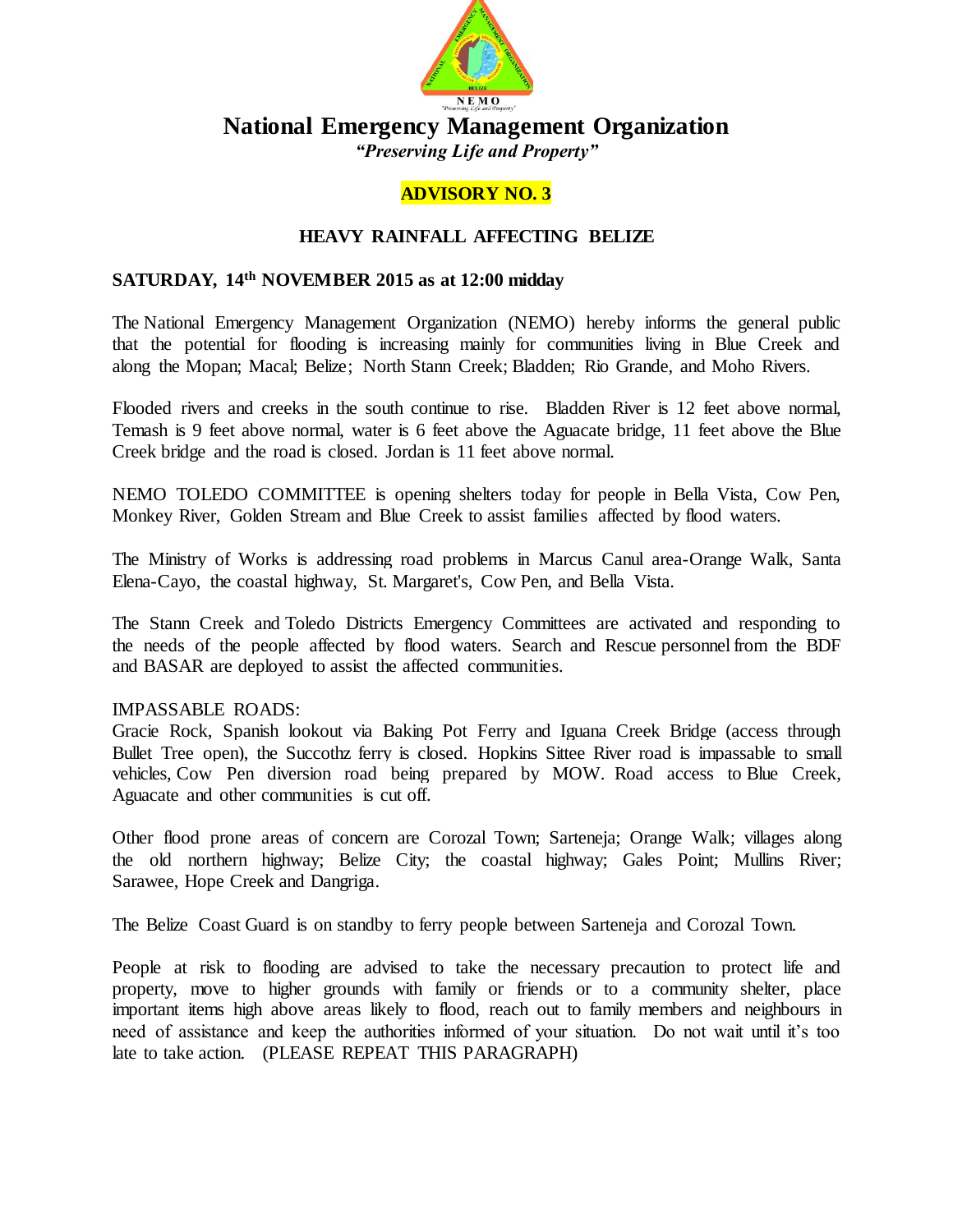NEMO
"Preserving Life and Property"

# National Emergency Management Organization

*"Preserving Life and Property"*

## ADVISORY NO. 3

### HEAVY RAINFALL AFFECTING BELIZE

**SATURDAY, 14th NOVEMBER 2015 as at 12:00 midday**

The National Emergency Management Organization (NEMO) hereby informs the general public that the potential for flooding is increasing mainly for communities living in Blue Creek and along the Mopan; Macal; Belize; North Stann Creek; Bladden; Rio Grande, and Moho Rivers.

Flooded rivers and creeks in the south continue to rise. Bladden River is 12 feet above normal, Temash is 9 feet above normal, water is 6 feet above the Aguacate bridge, 11 feet above the Blue Creek bridge and the road is closed. Jordan is 11 feet above normal.

NEMO TOLEDO COMMITTEE is opening shelters today for people in Bella Vista, Cow Pen, Monkey River, Golden Stream and Blue Creek to assist families affected by flood waters.

The Ministry of Works is addressing road problems in Marcus Canul area-Orange Walk, Santa Elena-Cayo, the coastal highway, St. Margaret's, Cow Pen, and Bella Vista.

The Stann Creek and Toledo Districts Emergency Committees are activated and responding to the needs of the people affected by flood waters. Search and Rescue personnel from the BDF and BASAR are deployed to assist the affected communities.

IMPASSABLE ROADS:
Gracie Rock, Spanish lookout via Baking Pot Ferry and Iguana Creek Bridge (access through Bullet Tree open), the Succothz ferry is closed. Hopkins Sittee River road is impassable to small vehicles, Cow Pen diversion road being prepared by MOW. Road access to Blue Creek, Aguacate and other communities is cut off.

Other flood prone areas of concern are Corozal Town; Sarteneja; Orange Walk; villages along the old northern highway; Belize City; the coastal highway; Gales Point; Mullins River; Sarawee, Hope Creek and Dangriga.

The Belize Coast Guard is on standby to ferry people between Sarteneja and Corozal Town.

People at risk to flooding are advised to take the necessary precaution to protect life and property, move to higher grounds with family or friends or to a community shelter, place important items high above areas likely to flood, reach out to family members and neighbours in need of assistance and keep the authorities informed of your situation. Do not wait until it's too late to take action. (PLEASE REPEAT THIS PARAGRAPH)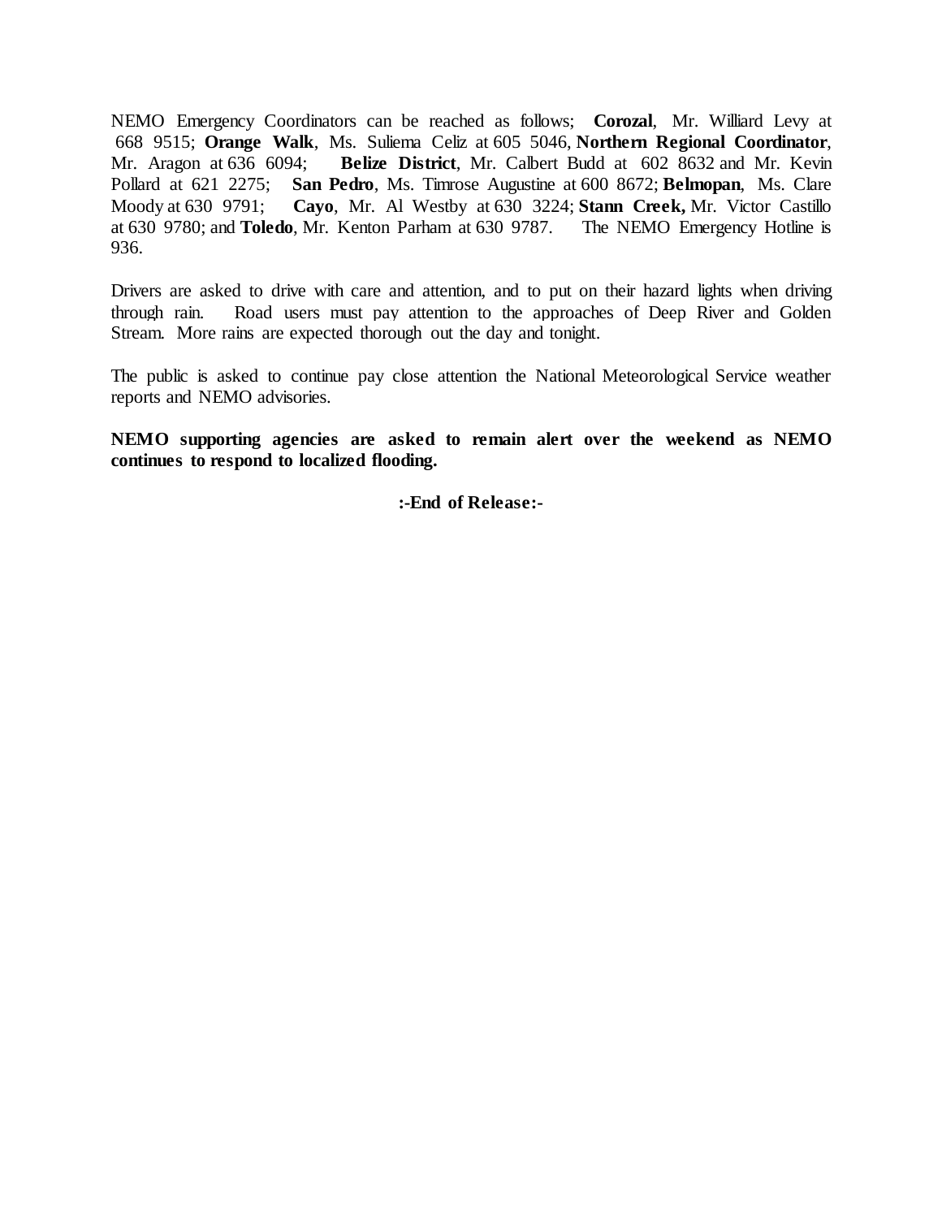NEMO Emergency Coordinators can be reached as follows; **Corozal**, Mr. Williard Levy at 668 9515; **Orange Walk**, Ms. Suliema Celiz at 605 5046, **Northern Regional Coordinator**, Mr. Aragon at 636 6094; **Belize District**, Mr. Calbert Budd at 602 8632 and Mr. Kevin Pollard at 621 2275; **San Pedro**, Ms. Timrose Augustine at 600 8672; **Belmopan**, Ms. Clare Moody at 630 9791; **Cayo**, Mr. Al Westby at 630 3224; **Stann Creek,** Mr. Victor Castillo at 630 9780; and **Toledo**, Mr. Kenton Parham at 630 9787. The NEMO Emergency Hotline is 936.

Drivers are asked to drive with care and attention, and to put on their hazard lights when driving through rain. Road users must pay attention to the approaches of Deep River and Golden Stream. More rains are expected thorough out the day and tonight.

The public is asked to continue pay close attention the National Meteorological Service weather reports and NEMO advisories.

**NEMO supporting agencies are asked to remain alert over the weekend as NEMO continues to respond to localized flooding.**

**:-End of Release:-**